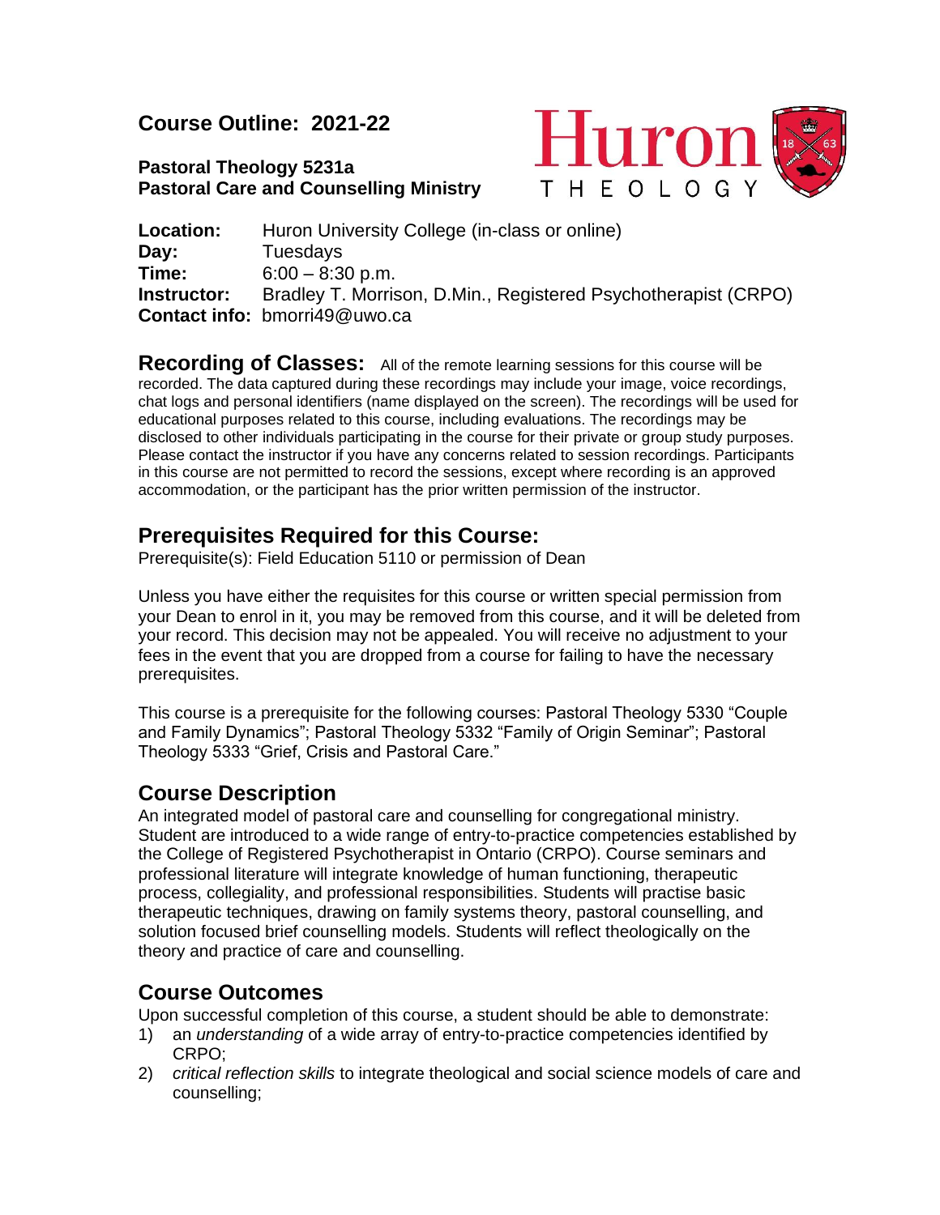## Course Outline: 2021-22

**Pastoral Theology 5231a**
**Pastoral Care and Counselling Ministry**

Huron THEOLOGY

**Location:** Huron University College (in-class or online)
**Day:** Tuesdays
**Time:** 6:00 – 8:30 p.m.
**Instructor:** Bradley T. Morrison, D.Min., Registered Psychotherapist (CRPO)
**Contact info:** bmorri49@uwo.ca

**Recording of Classes:** All of the remote learning sessions for this course will be recorded. The data captured during these recordings may include your image, voice recordings, chat logs and personal identifiers (name displayed on the screen). The recordings will be used for educational purposes related to this course, including evaluations. The recordings may be disclosed to other individuals participating in the course for their private or group study purposes. Please contact the instructor if you have any concerns related to session recordings. Participants in this course are not permitted to record the sessions, except where recording is an approved accommodation, or the participant has the prior written permission of the instructor.

## Prerequisites Required for this Course:

Prerequisite(s): Field Education 5110 or permission of Dean

Unless you have either the requisites for this course or written special permission from your Dean to enrol in it, you may be removed from this course, and it will be deleted from your record. This decision may not be appealed. You will receive no adjustment to your fees in the event that you are dropped from a course for failing to have the necessary prerequisites.

This course is a prerequisite for the following courses: Pastoral Theology 5330 "Couple and Family Dynamics"; Pastoral Theology 5332 "Family of Origin Seminar"; Pastoral Theology 5333 "Grief, Crisis and Pastoral Care."

## Course Description

An integrated model of pastoral care and counselling for congregational ministry. Student are introduced to a wide range of entry-to-practice competencies established by the College of Registered Psychotherapist in Ontario (CRPO). Course seminars and professional literature will integrate knowledge of human functioning, therapeutic process, collegiality, and professional responsibilities. Students will practise basic therapeutic techniques, drawing on family systems theory, pastoral counselling, and solution focused brief counselling models. Students will reflect theologically on the theory and practice of care and counselling.

## Course Outcomes

Upon successful completion of this course, a student should be able to demonstrate:

1) an *understanding* of a wide array of entry-to-practice competencies identified by CRPO;
2) *critical reflection skills* to integrate theological and social science models of care and counselling;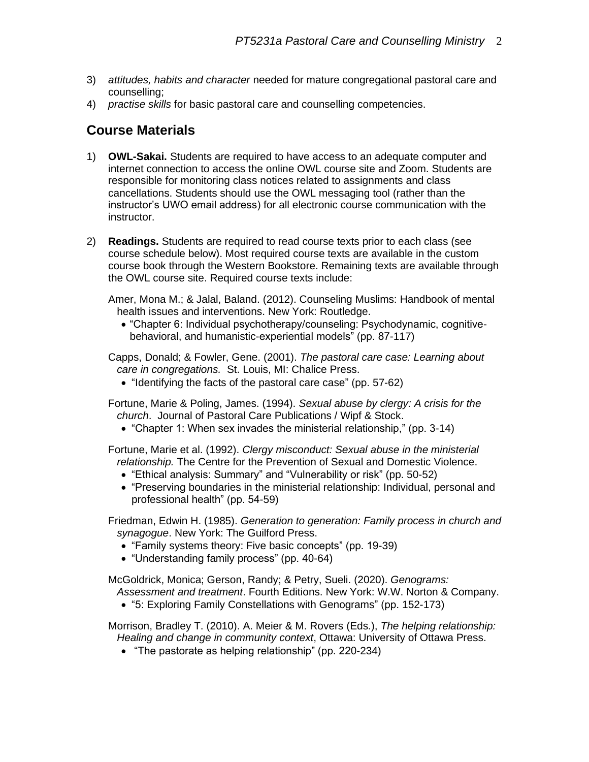3) *attitudes, habits and character* needed for mature congregational pastoral care and counselling;
4) *practise skills* for basic pastoral care and counselling competencies.

## Course Materials

1) **OWL-Sakai.** Students are required to have access to an adequate computer and internet connection to access the online OWL course site and Zoom. Students are responsible for monitoring class notices related to assignments and class cancellations. Students should use the OWL messaging tool (rather than the instructor's UWO email address) for all electronic course communication with the instructor.

2) **Readings.** Students are required to read course texts prior to each class (see course schedule below). Most required course texts are available in the custom course book through the Western Bookstore. Remaining texts are available through the OWL course site. Required course texts include:

   Amer, Mona M.; & Jalal, Baland. (2012). Counseling Muslims: Handbook of mental health issues and interventions. New York: Routledge.
   - "Chapter 6: Individual psychotherapy/counseling: Psychodynamic, cognitive-behavioral, and humanistic-experiential models" (pp. 87-117)

   Capps, Donald; & Fowler, Gene. (2001). *The pastoral care case: Learning about care in congregations.* St. Louis, MI: Chalice Press.
   - "Identifying the facts of the pastoral care case" (pp. 57-62)

   Fortune, Marie & Poling, James. (1994). *Sexual abuse by clergy: A crisis for the church*. Journal of Pastoral Care Publications / Wipf & Stock.
   - "Chapter 1: When sex invades the ministerial relationship," (pp. 3-14)

   Fortune, Marie et al. (1992). *Clergy misconduct: Sexual abuse in the ministerial relationship.* The Centre for the Prevention of Sexual and Domestic Violence.
   - "Ethical analysis: Summary" and "Vulnerability or risk" (pp. 50-52)
   - "Preserving boundaries in the ministerial relationship: Individual, personal and professional health" (pp. 54-59)

   Friedman, Edwin H. (1985). *Generation to generation: Family process in church and synagogue*. New York: The Guilford Press.
   - "Family systems theory: Five basic concepts" (pp. 19-39)
   - "Understanding family process" (pp. 40-64)

   McGoldrick, Monica; Gerson, Randy; & Petry, Sueli. (2020). *Genograms: Assessment and treatment*. Fourth Editions. New York: W.W. Norton & Company.
   - "5: Exploring Family Constellations with Genograms" (pp. 152-173)

   Morrison, Bradley T. (2010). A. Meier & M. Rovers (Eds.), *The helping relationship: Healing and change in community context*, Ottawa: University of Ottawa Press.
   - "The pastorate as helping relationship" (pp. 220-234)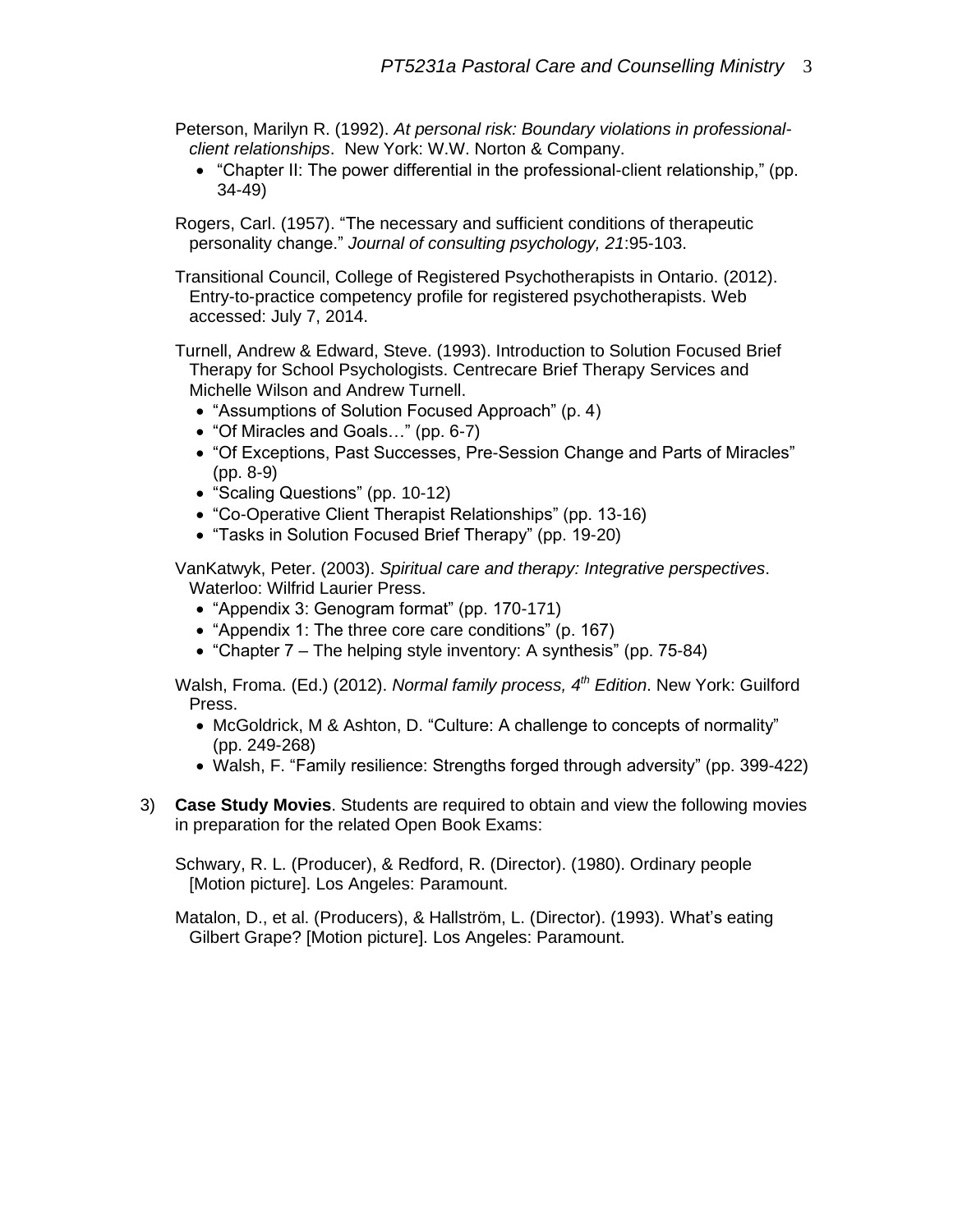Peterson, Marilyn R. (1992). *At personal risk: Boundary violations in professional-client relationships*. New York: W.W. Norton & Company.

- "Chapter II: The power differential in the professional-client relationship," (pp. 34-49)

Rogers, Carl. (1957). "The necessary and sufficient conditions of therapeutic personality change." *Journal of consulting psychology, 21*:95-103.

Transitional Council, College of Registered Psychotherapists in Ontario. (2012). Entry-to-practice competency profile for registered psychotherapists. Web accessed: July 7, 2014.

Turnell, Andrew & Edward, Steve. (1993). Introduction to Solution Focused Brief Therapy for School Psychologists. Centrecare Brief Therapy Services and Michelle Wilson and Andrew Turnell.

- "Assumptions of Solution Focused Approach" (p. 4)
- "Of Miracles and Goals…" (pp. 6-7)
- "Of Exceptions, Past Successes, Pre-Session Change and Parts of Miracles" (pp. 8-9)
- "Scaling Questions" (pp. 10-12)
- "Co-Operative Client Therapist Relationships" (pp. 13-16)
- "Tasks in Solution Focused Brief Therapy" (pp. 19-20)

VanKatwyk, Peter. (2003). *Spiritual care and therapy: Integrative perspectives*. Waterloo: Wilfrid Laurier Press.

- "Appendix 3: Genogram format" (pp. 170-171)
- "Appendix 1: The three core care conditions" (p. 167)
- "Chapter 7 – The helping style inventory: A synthesis" (pp. 75-84)

Walsh, Froma. (Ed.) (2012). *Normal family process, 4th Edition*. New York: Guilford Press.

- McGoldrick, M & Ashton, D. "Culture: A challenge to concepts of normality" (pp. 249-268)
- Walsh, F. "Family resilience: Strengths forged through adversity" (pp. 399-422)

3) **Case Study Movies**. Students are required to obtain and view the following movies in preparation for the related Open Book Exams:

Schwary, R. L. (Producer), & Redford, R. (Director). (1980). Ordinary people [Motion picture]. Los Angeles: Paramount.

Matalon, D., et al. (Producers), & Hallström, L. (Director). (1993). What's eating Gilbert Grape? [Motion picture]. Los Angeles: Paramount.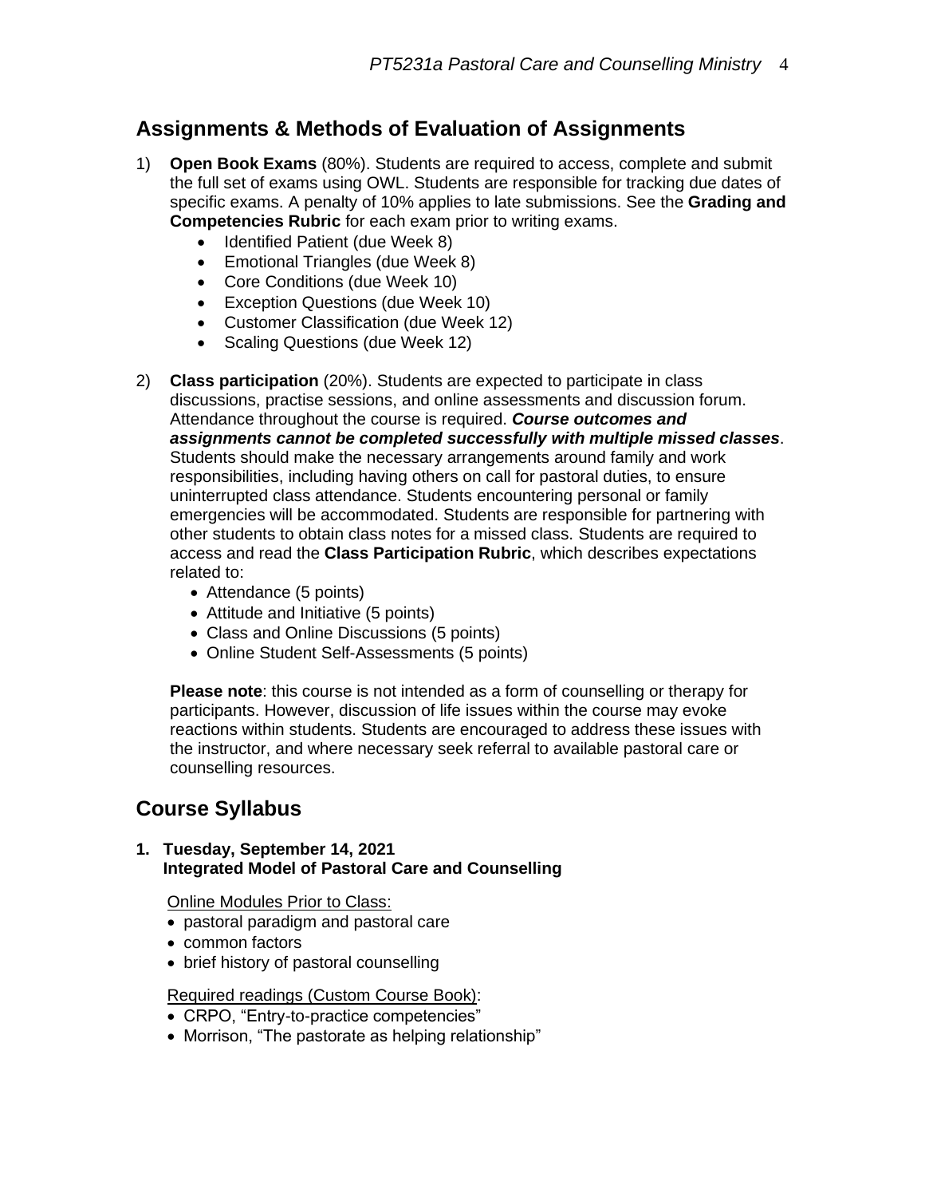## Assignments & Methods of Evaluation of Assignments

1) **Open Book Exams** (80%). Students are required to access, complete and submit the full set of exams using OWL. Students are responsible for tracking due dates of specific exams. A penalty of 10% applies to late submissions. See the **Grading and Competencies Rubric** for each exam prior to writing exams.
    - Identified Patient (due Week 8)
    - Emotional Triangles (due Week 8)
    - Core Conditions (due Week 10)
    - Exception Questions (due Week 10)
    - Customer Classification (due Week 12)
    - Scaling Questions (due Week 12)

2) **Class participation** (20%). Students are expected to participate in class discussions, practise sessions, and online assessments and discussion forum. Attendance throughout the course is required. ***Course outcomes and assignments cannot be completed successfully with multiple missed classes***. Students should make the necessary arrangements around family and work responsibilities, including having others on call for pastoral duties, to ensure uninterrupted class attendance. Students encountering personal or family emergencies will be accommodated. Students are responsible for partnering with other students to obtain class notes for a missed class. Students are required to access and read the **Class Participation Rubric**, which describes expectations related to:
    - Attendance (5 points)
    - Attitude and Initiative (5 points)
    - Class and Online Discussions (5 points)
    - Online Student Self-Assessments (5 points)

    **Please note**: this course is not intended as a form of counselling or therapy for participants. However, discussion of life issues within the course may evoke reactions within students. Students are encouraged to address these issues with the instructor, and where necessary seek referral to available pastoral care or counselling resources.

## Course Syllabus

**1. Tuesday, September 14, 2021**
**Integrated Model of Pastoral Care and Counselling**

Online Modules Prior to Class:
- pastoral paradigm and pastoral care
- common factors
- brief history of pastoral counselling

Required readings (Custom Course Book):
- CRPO, "Entry-to-practice competencies"
- Morrison, "The pastorate as helping relationship"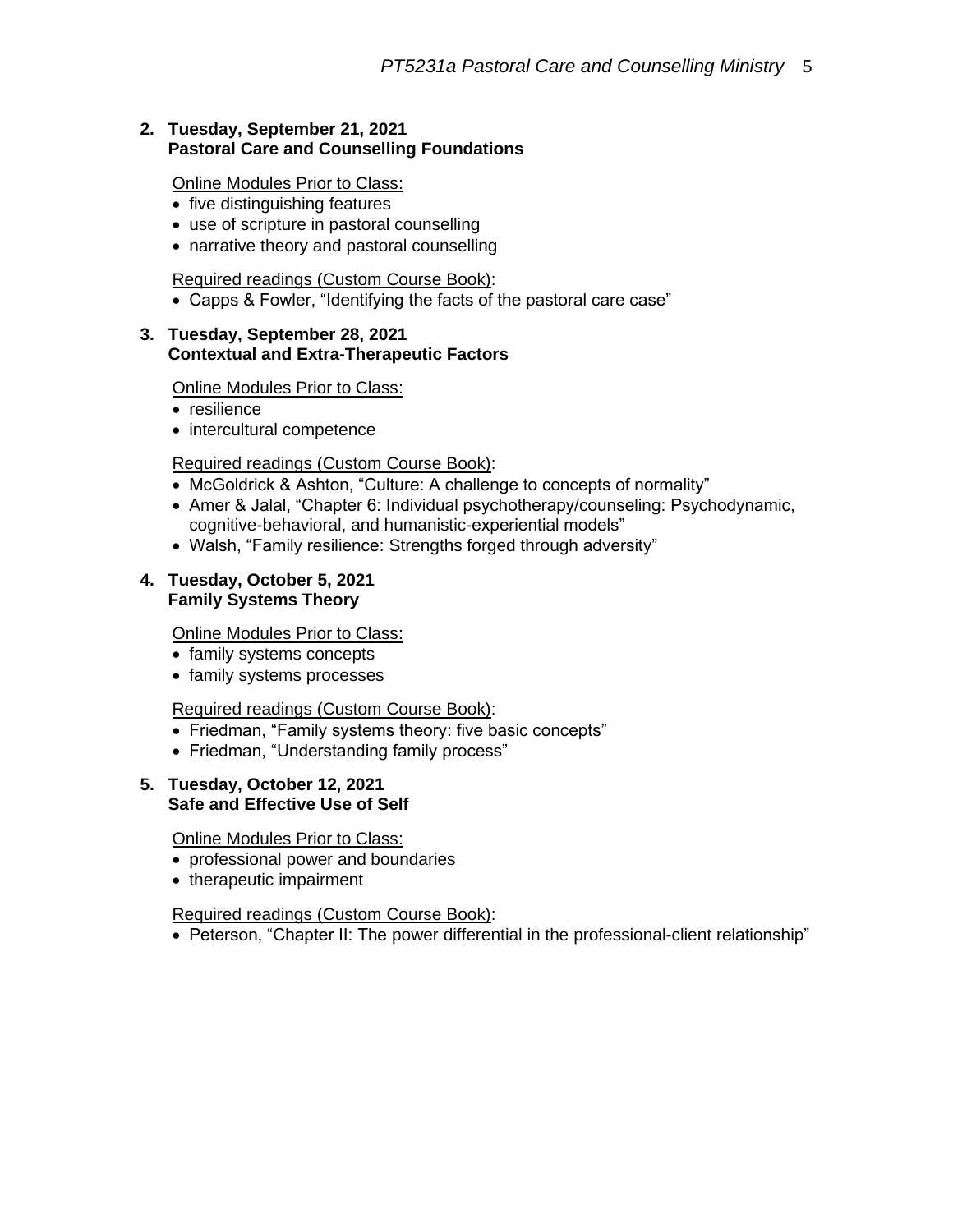**2. Tuesday, September 21, 2021**
**Pastoral Care and Counselling Foundations**

Online Modules Prior to Class:

- five distinguishing features
- use of scripture in pastoral counselling
- narrative theory and pastoral counselling

Required readings (Custom Course Book):

- Capps & Fowler, "Identifying the facts of the pastoral care case"

**3. Tuesday, September 28, 2021**
**Contextual and Extra-Therapeutic Factors**

Online Modules Prior to Class:

- resilience
- intercultural competence

Required readings (Custom Course Book):

- McGoldrick & Ashton, "Culture: A challenge to concepts of normality"
- Amer & Jalal, "Chapter 6: Individual psychotherapy/counseling: Psychodynamic, cognitive-behavioral, and humanistic-experiential models"
- Walsh, "Family resilience: Strengths forged through adversity"

**4. Tuesday, October 5, 2021**
**Family Systems Theory**

Online Modules Prior to Class:

- family systems concepts
- family systems processes

Required readings (Custom Course Book):

- Friedman, "Family systems theory: five basic concepts"
- Friedman, "Understanding family process"

**5. Tuesday, October 12, 2021**
**Safe and Effective Use of Self**

Online Modules Prior to Class:

- professional power and boundaries
- therapeutic impairment

Required readings (Custom Course Book):

- Peterson, "Chapter II: The power differential in the professional-client relationship"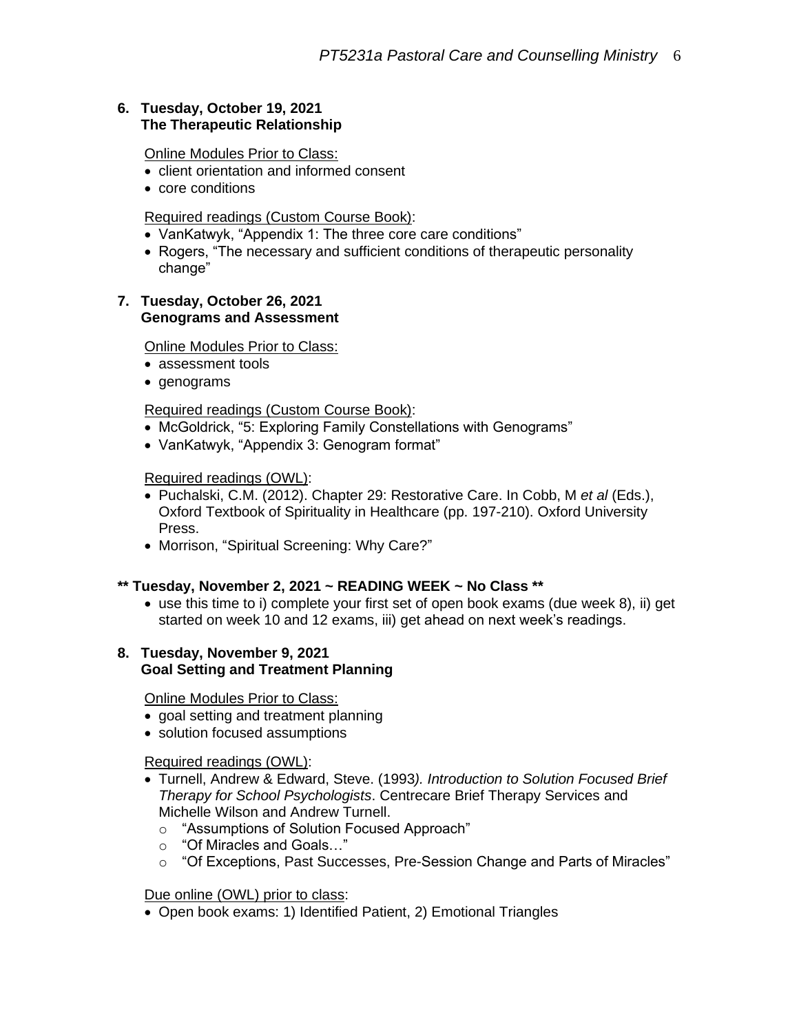6. **Tuesday, October 19, 2021**
   **The Therapeutic Relationship**

   Online Modules Prior to Class:
   - client orientation and informed consent
   - core conditions

   Required readings (Custom Course Book):
   - VanKatwyk, "Appendix 1: The three core care conditions"
   - Rogers, "The necessary and sufficient conditions of therapeutic personality change"

7. **Tuesday, October 26, 2021**
   **Genograms and Assessment**

   Online Modules Prior to Class:
   - assessment tools
   - genograms

   Required readings (Custom Course Book):
   - McGoldrick, "5: Exploring Family Constellations with Genograms"
   - VanKatwyk, "Appendix 3: Genogram format"

   Required readings (OWL):
   - Puchalski, C.M. (2012). Chapter 29: Restorative Care. In Cobb, M *et al* (Eds.), Oxford Textbook of Spirituality in Healthcare (pp. 197-210). Oxford University Press.
   - Morrison, "Spiritual Screening: Why Care?"

**\*\* Tuesday, November 2, 2021 ~ READING WEEK ~ No Class \*\***

- use this time to i) complete your first set of open book exams (due week 8), ii) get started on week 10 and 12 exams, iii) get ahead on next week's readings.

8. **Tuesday, November 9, 2021**
   **Goal Setting and Treatment Planning**

   Online Modules Prior to Class:
   - goal setting and treatment planning
   - solution focused assumptions

   Required readings (OWL):
   - Turnell, Andrew & Edward, Steve. (1993*). Introduction to Solution Focused Brief Therapy for School Psychologists*. Centrecare Brief Therapy Services and Michelle Wilson and Andrew Turnell.
     - "Assumptions of Solution Focused Approach"
     - "Of Miracles and Goals…"
     - "Of Exceptions, Past Successes, Pre-Session Change and Parts of Miracles"

   Due online (OWL) prior to class:
   - Open book exams: 1) Identified Patient, 2) Emotional Triangles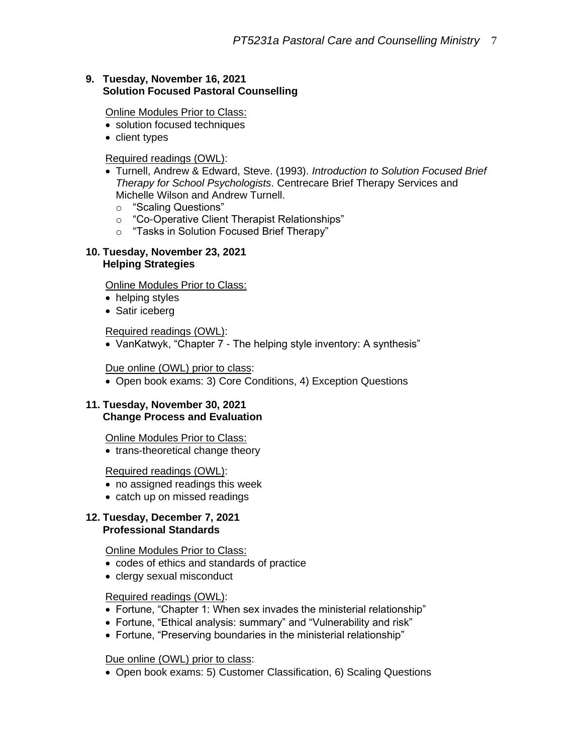**9. Tuesday, November 16, 2021**
**Solution Focused Pastoral Counselling**

Online Modules Prior to Class:
- solution focused techniques
- client types

Required readings (OWL):
- Turnell, Andrew & Edward, Steve. (1993). *Introduction to Solution Focused Brief Therapy for School Psychologists*. Centrecare Brief Therapy Services and Michelle Wilson and Andrew Turnell.
  - "Scaling Questions"
  - "Co-Operative Client Therapist Relationships"
  - "Tasks in Solution Focused Brief Therapy"

**10. Tuesday, November 23, 2021**
**Helping Strategies**

Online Modules Prior to Class:
- helping styles
- Satir iceberg

Required readings (OWL):
- VanKatwyk, "Chapter 7 - The helping style inventory: A synthesis"

Due online (OWL) prior to class:
- Open book exams: 3) Core Conditions, 4) Exception Questions

**11. Tuesday, November 30, 2021**
**Change Process and Evaluation**

Online Modules Prior to Class:
- trans-theoretical change theory

Required readings (OWL):
- no assigned readings this week
- catch up on missed readings

**12. Tuesday, December 7, 2021**
**Professional Standards**

Online Modules Prior to Class:
- codes of ethics and standards of practice
- clergy sexual misconduct

Required readings (OWL):
- Fortune, "Chapter 1: When sex invades the ministerial relationship"
- Fortune, "Ethical analysis: summary" and "Vulnerability and risk"
- Fortune, "Preserving boundaries in the ministerial relationship"

Due online (OWL) prior to class:
- Open book exams: 5) Customer Classification, 6) Scaling Questions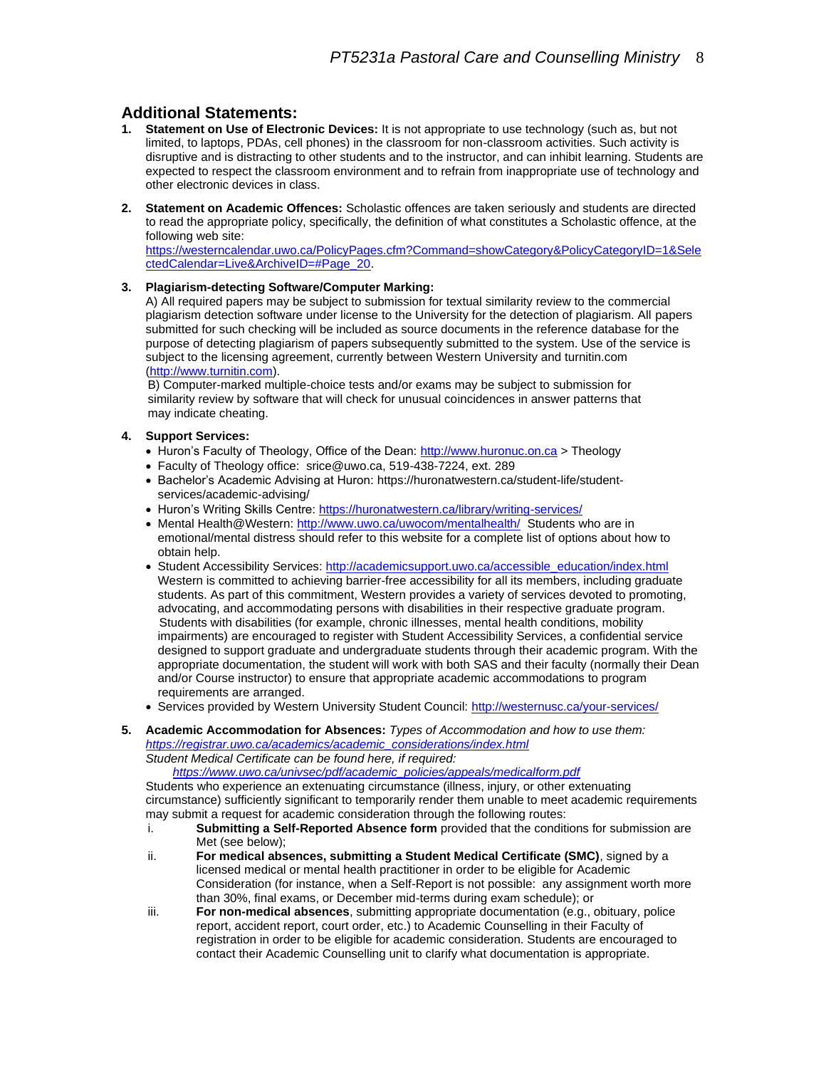## Additional Statements:

1. **Statement on Use of Electronic Devices:** It is not appropriate to use technology (such as, but not limited, to laptops, PDAs, cell phones) in the classroom for non-classroom activities. Such activity is disruptive and is distracting to other students and to the instructor, and can inhibit learning. Students are expected to respect the classroom environment and to refrain from inappropriate use of technology and other electronic devices in class.

2. **Statement on Academic Offences:** Scholastic offences are taken seriously and students are directed to read the appropriate policy, specifically, the definition of what constitutes a Scholastic offence, at the following web site: https://westerncalendar.uwo.ca/PolicyPages.cfm?Command=showCategory&PolicyCategoryID=1&SelectedCalendar=Live&ArchiveID=#Page_20.

3. **Plagiarism-detecting Software/Computer Marking:**
   A) All required papers may be subject to submission for textual similarity review to the commercial plagiarism detection software under license to the University for the detection of plagiarism. All papers submitted for such checking will be included as source documents in the reference database for the purpose of detecting plagiarism of papers subsequently submitted to the system. Use of the service is subject to the licensing agreement, currently between Western University and turnitin.com (http://www.turnitin.com).
   B) Computer-marked multiple-choice tests and/or exams may be subject to submission for similarity review by software that will check for unusual coincidences in answer patterns that may indicate cheating.

4. **Support Services:**
   - Huron's Faculty of Theology, Office of the Dean: http://www.huronuc.on.ca > Theology
   - Faculty of Theology office: srice@uwo.ca, 519-438-7224, ext. 289
   - Bachelor's Academic Advising at Huron: https://huronatwestern.ca/student-life/student-services/academic-advising/
   - Huron's Writing Skills Centre: https://huronatwestern.ca/library/writing-services/
   - Mental Health@Western: http://www.uwo.ca/uwocom/mentalhealth/ Students who are in emotional/mental distress should refer to this website for a complete list of options about how to obtain help.
   - Student Accessibility Services: http://academicsupport.uwo.ca/accessible_education/index.html Western is committed to achieving barrier-free accessibility for all its members, including graduate students. As part of this commitment, Western provides a variety of services devoted to promoting, advocating, and accommodating persons with disabilities in their respective graduate program. Students with disabilities (for example, chronic illnesses, mental health conditions, mobility impairments) are encouraged to register with Student Accessibility Services, a confidential service designed to support graduate and undergraduate students through their academic program. With the appropriate documentation, the student will work with both SAS and their faculty (normally their Dean and/or Course instructor) to ensure that appropriate academic accommodations to program requirements are arranged.
   - Services provided by Western University Student Council: http://westernusc.ca/your-services/

5. **Academic Accommodation for Absences:** *Types of Accommodation and how to use them: https://registrar.uwo.ca/academics/academic_considerations/index.html*
   *Student Medical Certificate can be found here, if required:*
   *https://www.uwo.ca/univsec/pdf/academic_policies/appeals/medicalform.pdf*
   Students who experience an extenuating circumstance (illness, injury, or other extenuating circumstance) sufficiently significant to temporarily render them unable to meet academic requirements may submit a request for academic consideration through the following routes:
   i. **Submitting a Self-Reported Absence form** provided that the conditions for submission are Met (see below);
   ii. **For medical absences, submitting a Student Medical Certificate (SMC)**, signed by a licensed medical or mental health practitioner in order to be eligible for Academic Consideration (for instance, when a Self-Report is not possible: any assignment worth more than 30%, final exams, or December mid-terms during exam schedule); or
   iii. **For non-medical absences**, submitting appropriate documentation (e.g., obituary, police report, accident report, court order, etc.) to Academic Counselling in their Faculty of registration in order to be eligible for academic consideration. Students are encouraged to contact their Academic Counselling unit to clarify what documentation is appropriate.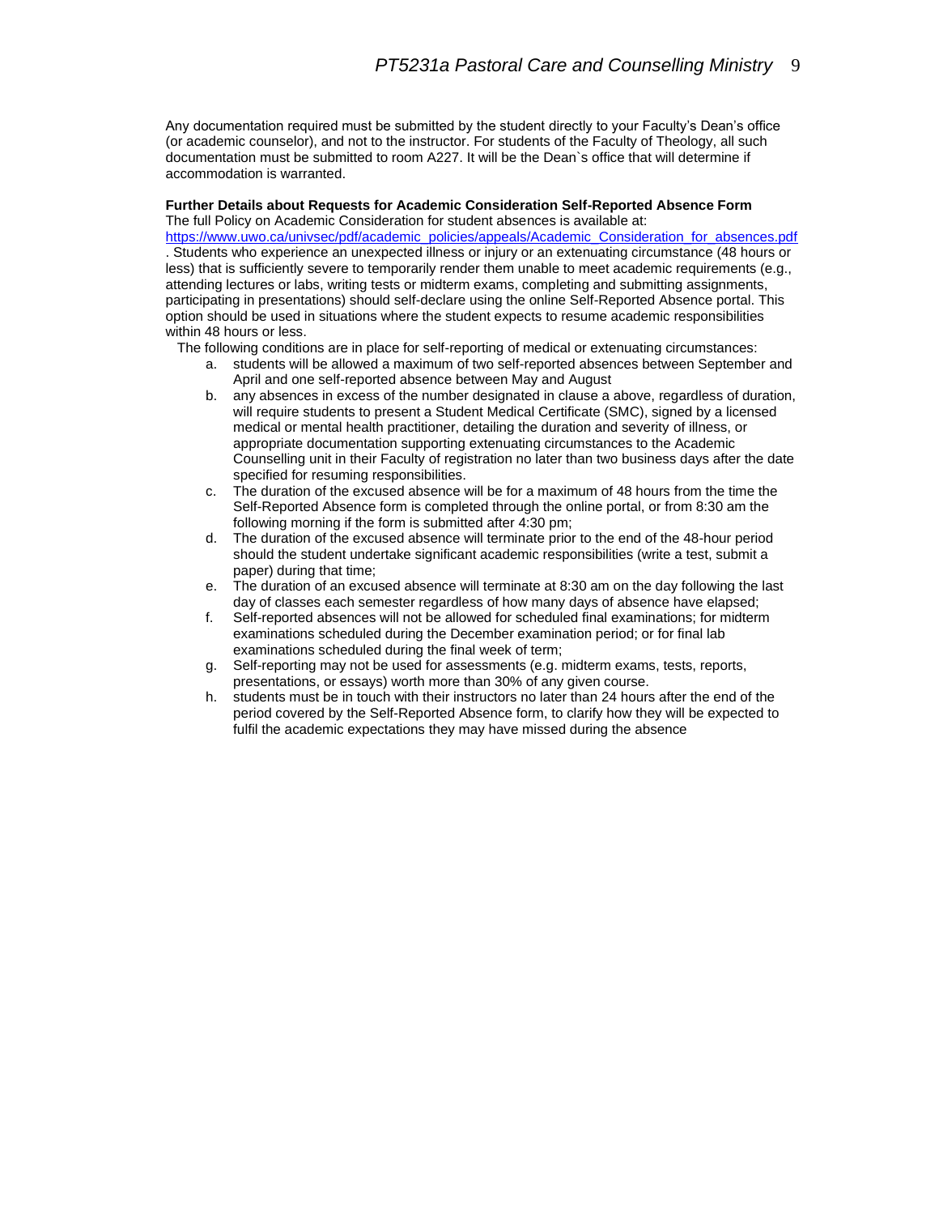Any documentation required must be submitted by the student directly to your Faculty's Dean's office (or academic counselor), and not to the instructor. For students of the Faculty of Theology, all such documentation must be submitted to room A227. It will be the Dean`s office that will determine if accommodation is warranted.

**Further Details about Requests for Academic Consideration Self-Reported Absence Form**

The full Policy on Academic Consideration for student absences is available at: https://www.uwo.ca/univsec/pdf/academic_policies/appeals/Academic_Consideration_for_absences.pdf . Students who experience an unexpected illness or injury or an extenuating circumstance (48 hours or less) that is sufficiently severe to temporarily render them unable to meet academic requirements (e.g., attending lectures or labs, writing tests or midterm exams, completing and submitting assignments, participating in presentations) should self-declare using the online Self-Reported Absence portal. This option should be used in situations where the student expects to resume academic responsibilities within 48 hours or less.

The following conditions are in place for self-reporting of medical or extenuating circumstances:

a. students will be allowed a maximum of two self-reported absences between September and April and one self-reported absence between May and August
b. any absences in excess of the number designated in clause a above, regardless of duration, will require students to present a Student Medical Certificate (SMC), signed by a licensed medical or mental health practitioner, detailing the duration and severity of illness, or appropriate documentation supporting extenuating circumstances to the Academic Counselling unit in their Faculty of registration no later than two business days after the date specified for resuming responsibilities.
c. The duration of the excused absence will be for a maximum of 48 hours from the time the Self-Reported Absence form is completed through the online portal, or from 8:30 am the following morning if the form is submitted after 4:30 pm;
d. The duration of the excused absence will terminate prior to the end of the 48-hour period should the student undertake significant academic responsibilities (write a test, submit a paper) during that time;
e. The duration of an excused absence will terminate at 8:30 am on the day following the last day of classes each semester regardless of how many days of absence have elapsed;
f. Self-reported absences will not be allowed for scheduled final examinations; for midterm examinations scheduled during the December examination period; or for final lab examinations scheduled during the final week of term;
g. Self-reporting may not be used for assessments (e.g. midterm exams, tests, reports, presentations, or essays) worth more than 30% of any given course.
h. students must be in touch with their instructors no later than 24 hours after the end of the period covered by the Self-Reported Absence form, to clarify how they will be expected to fulfil the academic expectations they may have missed during the absence